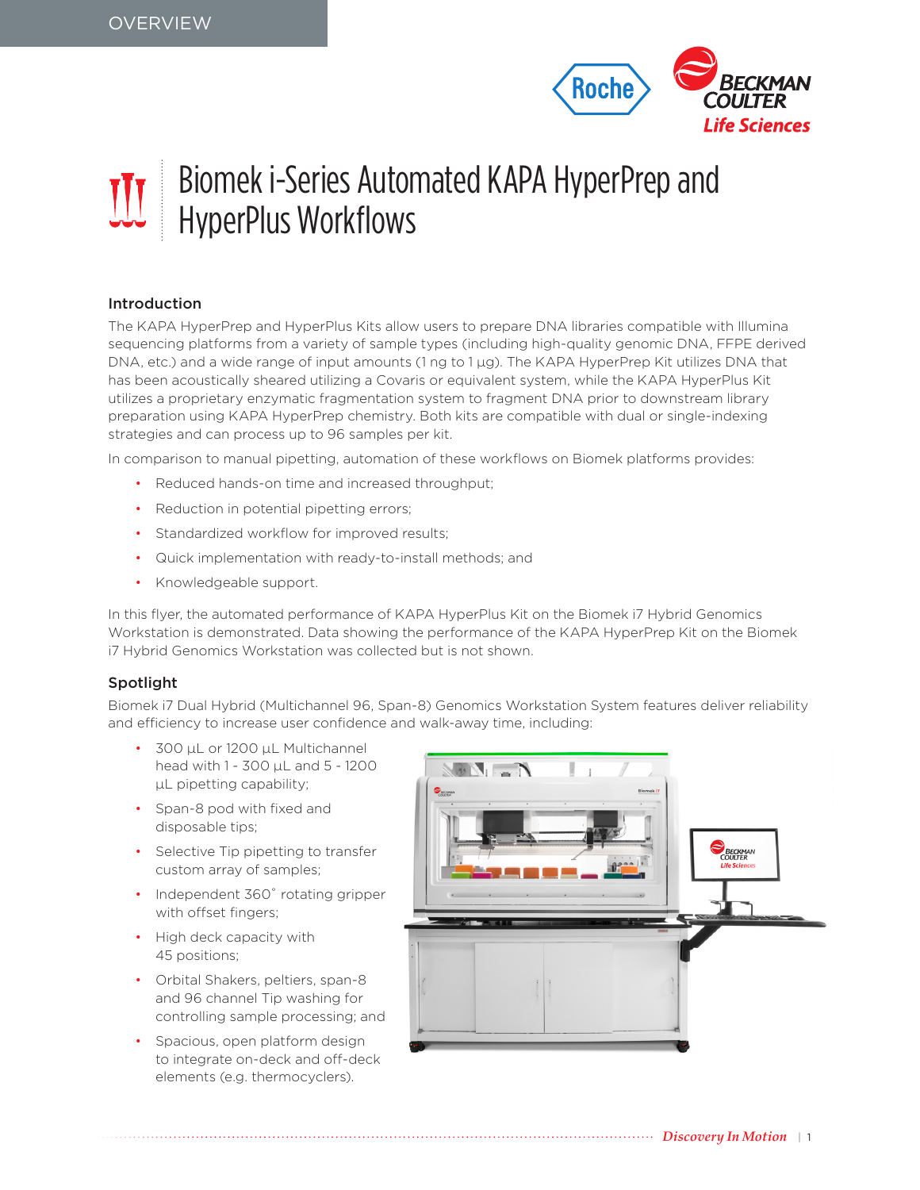OVERVIEW

# Biomek i-Series Automated KAPA HyperPrep and HyperPlus Workflows

## Introduction

The KAPA HyperPrep and HyperPlus Kits allow users to prepare DNA libraries compatible with Illumina sequencing platforms from a variety of sample types (including high-quality genomic DNA, FFPE derived DNA, etc.) and a wide range of input amounts (1 ng to 1 µg). The KAPA HyperPrep Kit utilizes DNA that has been acoustically sheared utilizing a Covaris or equivalent system, while the KAPA HyperPlus Kit utilizes a proprietary enzymatic fragmentation system to fragment DNA prior to downstream library preparation using KAPA HyperPrep chemistry. Both kits are compatible with dual or single-indexing strategies and can process up to 96 samples per kit.

In comparison to manual pipetting, automation of these workflows on Biomek platforms provides:

- Reduced hands-on time and increased throughput;
- Reduction in potential pipetting errors;
- Standardized workflow for improved results;
- Quick implementation with ready-to-install methods; and
- Knowledgeable support.

In this flyer, the automated performance of KAPA HyperPlus Kit on the Biomek i7 Hybrid Genomics Workstation is demonstrated. Data showing the performance of the KAPA HyperPrep Kit on the Biomek i7 Hybrid Genomics Workstation was collected but is not shown.

## Spotlight

Biomek i7 Dual Hybrid (Multichannel 96, Span-8) Genomics Workstation System features deliver reliability and efficiency to increase user confidence and walk-away time, including:

- 300 µL or 1200 µL Multichannel head with 1 - 300 µL and 5 - 1200 µL pipetting capability;
- Span-8 pod with fixed and disposable tips;
- Selective Tip pipetting to transfer custom array of samples;
- Independent 360° rotating gripper with offset fingers;
- High deck capacity with 45 positions;
- Orbital Shakers, peltiers, span-8 and 96 channel Tip washing for controlling sample processing; and
- Spacious, open platform design to integrate on-deck and off-deck elements (e.g. thermocyclers).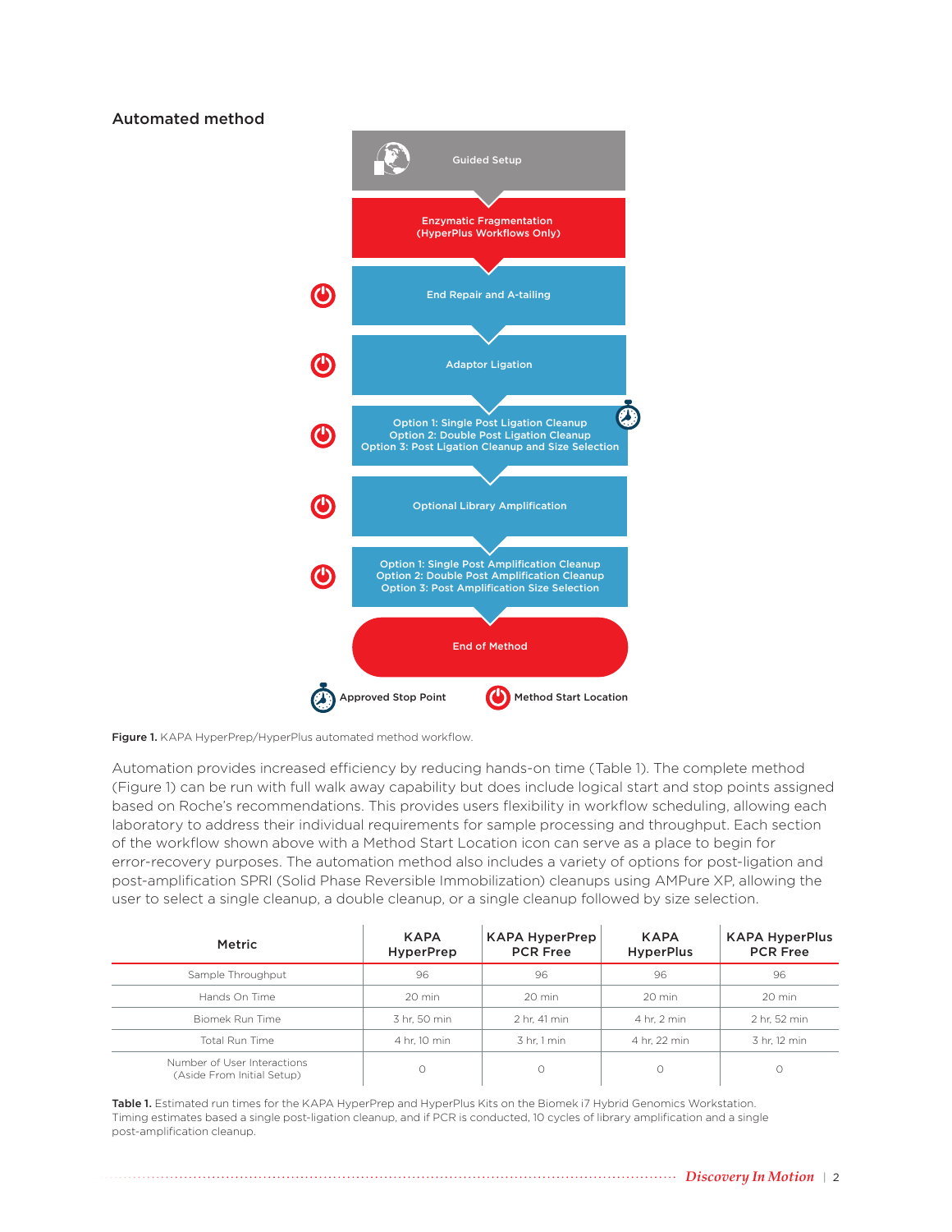## Automated method

Guided Setup

Enzymatic Fragmentation (HyperPlus Workflows Only)

End Repair and A-tailing

Adaptor Ligation

Option 1: Single Post Ligation Cleanup
Option 2: Double Post Ligation Cleanup
Option 3: Post Ligation Cleanup and Size Selection

Optional Library Amplification

Option 1: Single Post Amplification Cleanup
Option 2: Double Post Amplification Cleanup
Option 3: Post Amplification Size Selection

End of Method

Approved Stop Point — Method Start Location

**Figure 1.** KAPA HyperPrep/HyperPlus automated method workflow.

Automation provides increased efficiency by reducing hands-on time (Table 1). The complete method (Figure 1) can be run with full walk away capability but does include logical start and stop points assigned based on Roche's recommendations. This provides users flexibility in workflow scheduling, allowing each laboratory to address their individual requirements for sample processing and throughput. Each section of the workflow shown above with a Method Start Location icon can serve as a place to begin for error-recovery purposes. The automation method also includes a variety of options for post-ligation and post-amplification SPRI (Solid Phase Reversible Immobilization) cleanups using AMPure XP, allowing the user to select a single cleanup, a double cleanup, or a single cleanup followed by size selection.

| Metric | KAPA HyperPrep | KAPA HyperPrep PCR Free | KAPA HyperPlus | KAPA HyperPlus PCR Free |
|---|---|---|---|---|
| Sample Throughput | 96 | 96 | 96 | 96 |
| Hands On Time | 20 min | 20 min | 20 min | 20 min |
| Biomek Run Time | 3 hr, 50 min | 2 hr, 41 min | 4 hr, 2 min | 2 hr, 52 min |
| Total Run Time | 4 hr, 10 min | 3 hr, 1 min | 4 hr, 22 min | 3 hr, 12 min |
| Number of User Interactions (Aside From Initial Setup) | 0 | 0 | 0 | 0 |

**Table 1.** Estimated run times for the KAPA HyperPrep and HyperPlus Kits on the Biomek i7 Hybrid Genomics Workstation. Timing estimates based a single post-ligation cleanup, and if PCR is conducted, 10 cycles of library amplification and a single post-amplification cleanup.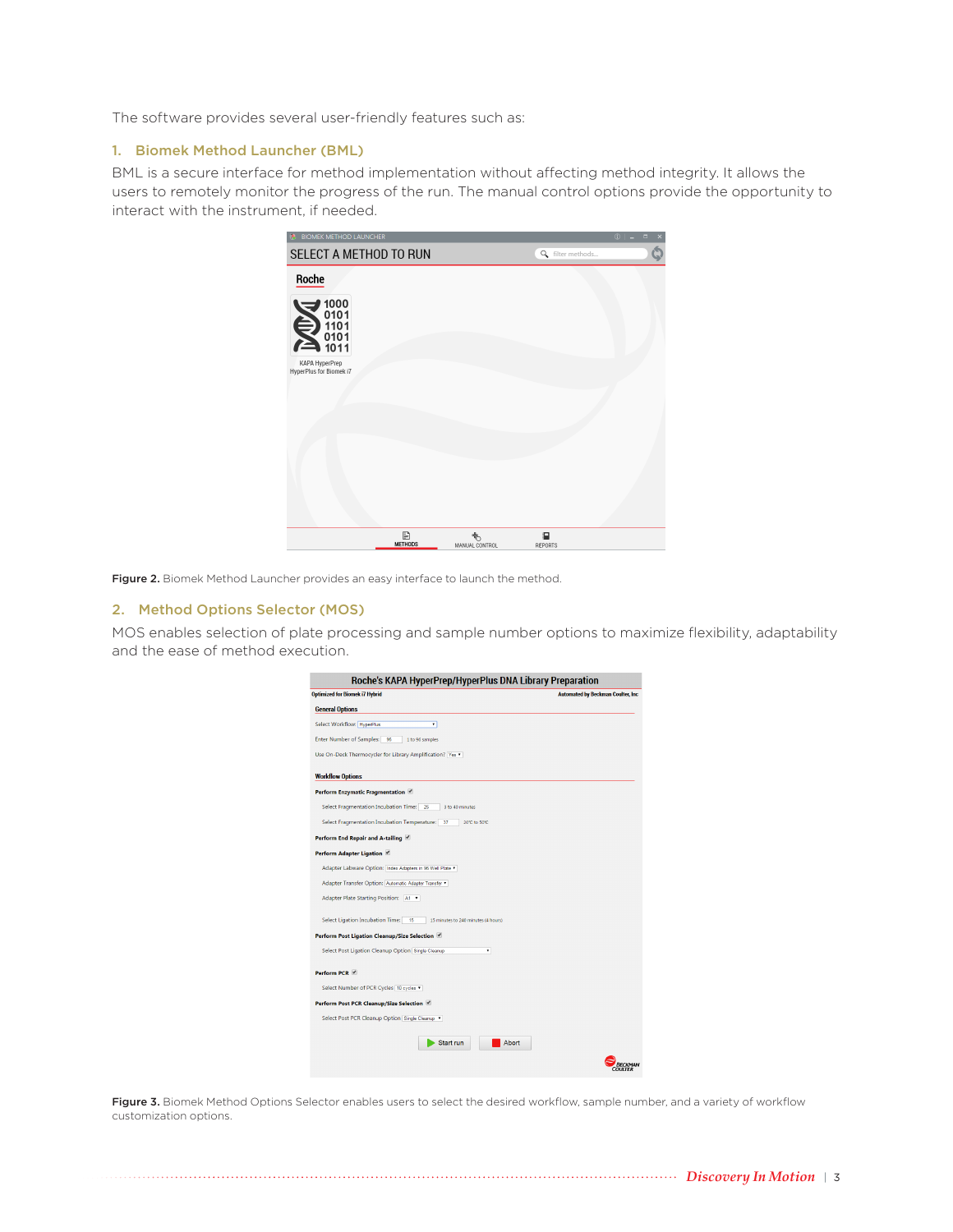The software provides several user-friendly features such as:

### 1. Biomek Method Launcher (BML)

BML is a secure interface for method implementation without affecting method integrity. It allows the users to remotely monitor the progress of the run. The manual control options provide the opportunity to interact with the instrument, if needed.

**Figure 2.** Biomek Method Launcher provides an easy interface to launch the method.

### 2. Method Options Selector (MOS)

MOS enables selection of plate processing and sample number options to maximize flexibility, adaptability and the ease of method execution.

**Figure 3.** Biomek Method Options Selector enables users to select the desired workflow, sample number, and a variety of workflow customization options.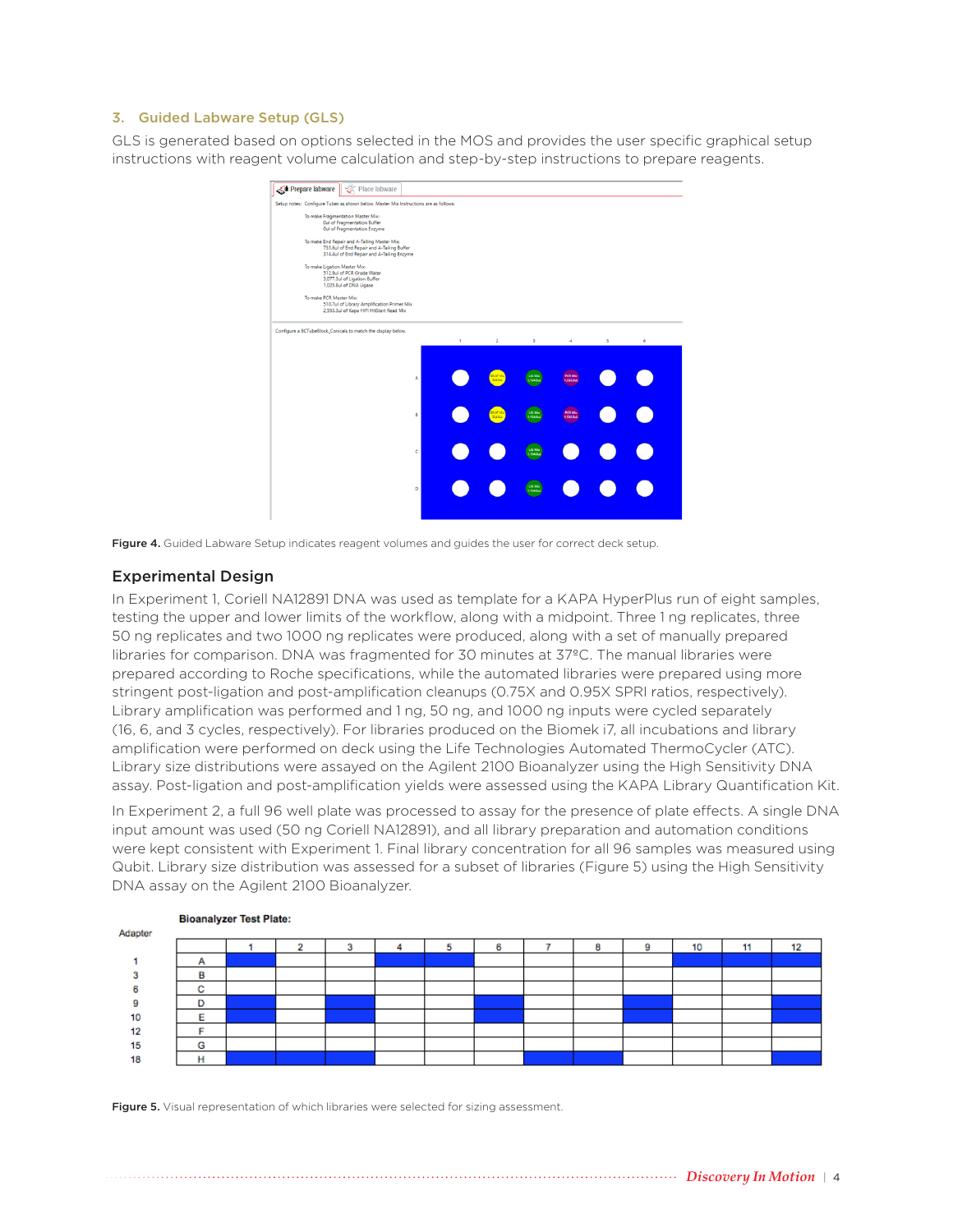### 3. Guided Labware Setup (GLS)

GLS is generated based on options selected in the MOS and provides the user specific graphical setup instructions with reagent volume calculation and step-by-step instructions to prepare reagents.

**Figure 4.** Guided Labware Setup indicates reagent volumes and guides the user for correct deck setup.

## Experimental Design

In Experiment 1, Coriell NA12891 DNA was used as template for a KAPA HyperPlus run of eight samples, testing the upper and lower limits of the workflow, along with a midpoint. Three 1 ng replicates, three 50 ng replicates and two 1000 ng replicates were produced, along with a set of manually prepared libraries for comparison. DNA was fragmented for 30 minutes at 37ºC. The manual libraries were prepared according to Roche specifications, while the automated libraries were prepared using more stringent post-ligation and post-amplification cleanups (0.75X and 0.95X SPRI ratios, respectively). Library amplification was performed and 1 ng, 50 ng, and 1000 ng inputs were cycled separately (16, 6, and 3 cycles, respectively). For libraries produced on the Biomek i7, all incubations and library amplification were performed on deck using the Life Technologies Automated ThermoCycler (ATC). Library size distributions were assayed on the Agilent 2100 Bioanalyzer using the High Sensitivity DNA assay. Post-ligation and post-amplification yields were assessed using the KAPA Library Quantification Kit.

In Experiment 2, a full 96 well plate was processed to assay for the presence of plate effects. A single DNA input amount was used (50 ng Coriell NA12891), and all library preparation and automation conditions were kept consistent with Experiment 1. Final library concentration for all 96 samples was measured using Qubit. Library size distribution was assessed for a subset of libraries (Figure 5) using the High Sensitivity DNA assay on the Agilent 2100 Bioanalyzer.

**Figure 5.** Visual representation of which libraries were selected for sizing assessment.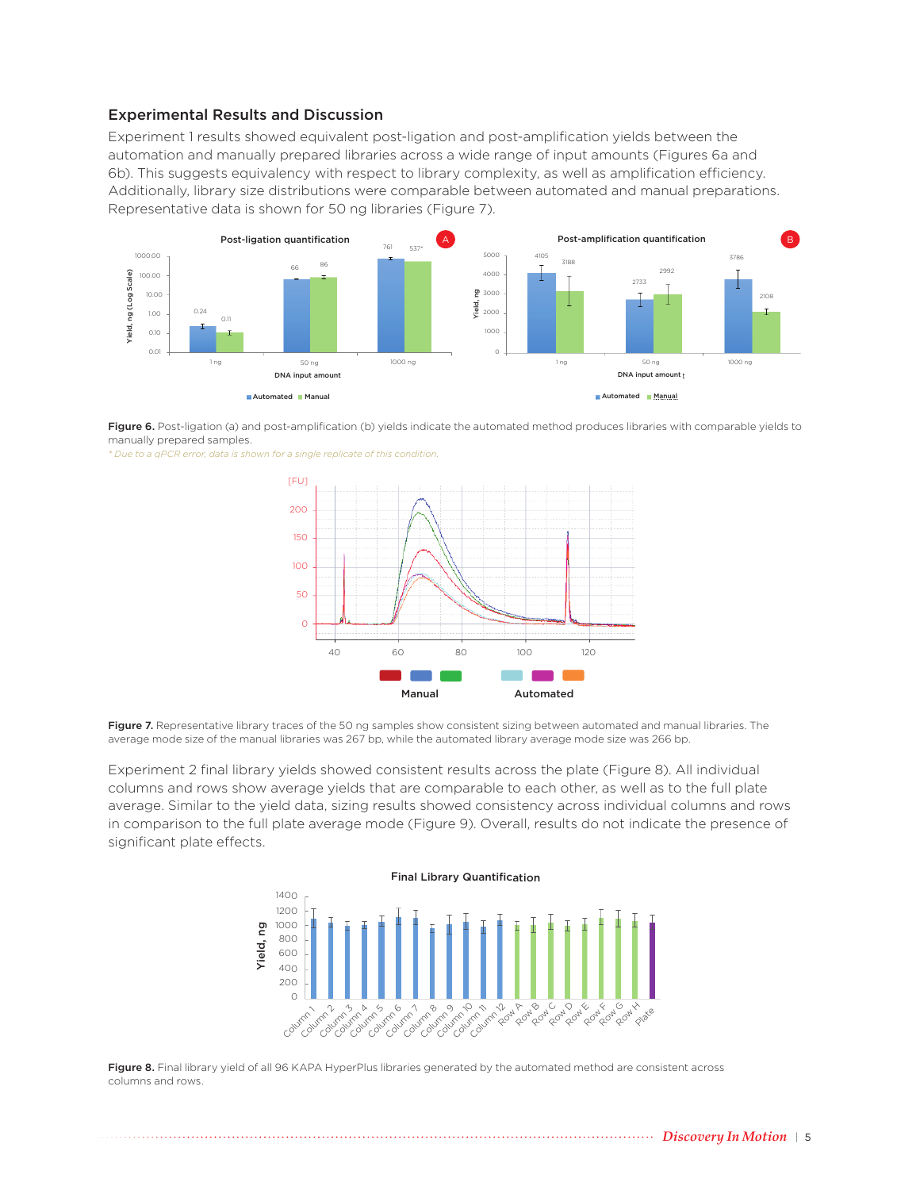## Experimental Results and Discussion

Experiment 1 results showed equivalent post-ligation and post-amplification yields between the automation and manually prepared libraries across a wide range of input amounts (Figures 6a and 6b). This suggests equivalency with respect to library complexity, as well as amplification efficiency. Additionally, library size distributions were comparable between automated and manual preparations. Representative data is shown for 50 ng libraries (Figure 7).

**Figure 6.** Post-ligation (a) and post-amplification (b) yields indicate the automated method produces libraries with comparable yields to manually prepared samples.

*\* Due to a qPCR error, data is shown for a single replicate of this condition.*

**Figure 7.** Representative library traces of the 50 ng samples show consistent sizing between automated and manual libraries. The average mode size of the manual libraries was 267 bp, while the automated library average mode size was 266 bp.

Experiment 2 final library yields showed consistent results across the plate (Figure 8). All individual columns and rows show average yields that are comparable to each other, as well as to the full plate average. Similar to the yield data, sizing results showed consistency across individual columns and rows in comparison to the full plate average mode (Figure 9). Overall, results do not indicate the presence of significant plate effects.

**Figure 8.** Final library yield of all 96 KAPA HyperPlus libraries generated by the automated method are consistent across columns and rows.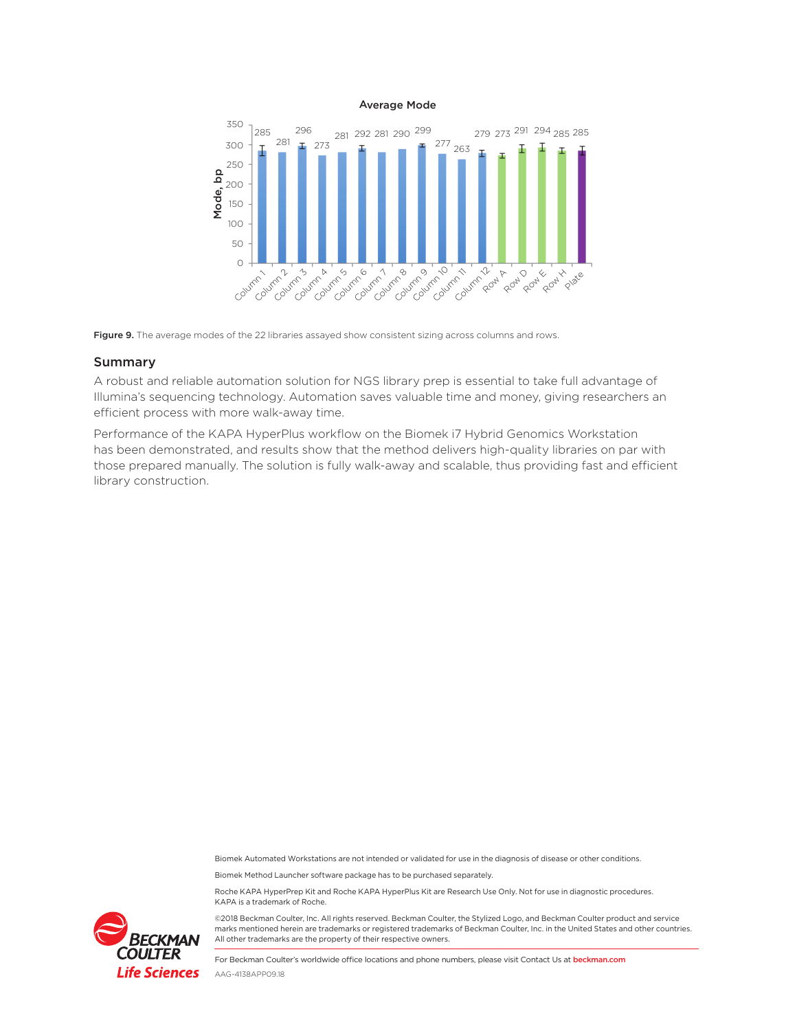Average Mode

Mode, bp

350
300
250
200
150
100
50
0

285 281 296 273 281 292 281 290 299 277 263 279 273 291 294 285 285

Column 1, Column 2, Column 3, Column 4, Column 5, Column 6, Column 7, Column 8, Column 9, Column 10, Column 11, Column 12, Row A, Row D, Row E, Row H, Plate

**Figure 9.** The average modes of the 22 libraries assayed show consistent sizing across columns and rows.

## Summary

A robust and reliable automation solution for NGS library prep is essential to take full advantage of Illumina's sequencing technology. Automation saves valuable time and money, giving researchers an efficient process with more walk-away time.

Performance of the KAPA HyperPlus workflow on the Biomek i7 Hybrid Genomics Workstation has been demonstrated, and results show that the method delivers high-quality libraries on par with those prepared manually. The solution is fully walk-away and scalable, thus providing fast and efficient library construction.

Biomek Automated Workstations are not intended or validated for use in the diagnosis of disease or other conditions.

Biomek Method Launcher software package has to be purchased separately.

Roche KAPA HyperPrep Kit and Roche KAPA HyperPlus Kit are Research Use Only. Not for use in diagnostic procedures.
KAPA is a trademark of Roche.

©2018 Beckman Coulter, Inc. All rights reserved. Beckman Coulter, the Stylized Logo, and Beckman Coulter product and service marks mentioned herein are trademarks or registered trademarks of Beckman Coulter, Inc. in the United States and other countries. All other trademarks are the property of their respective owners.

For Beckman Coulter's worldwide office locations and phone numbers, please visit Contact Us at beckman.com

AAG-4138APP09.18

BECKMAN COULTER Life Sciences